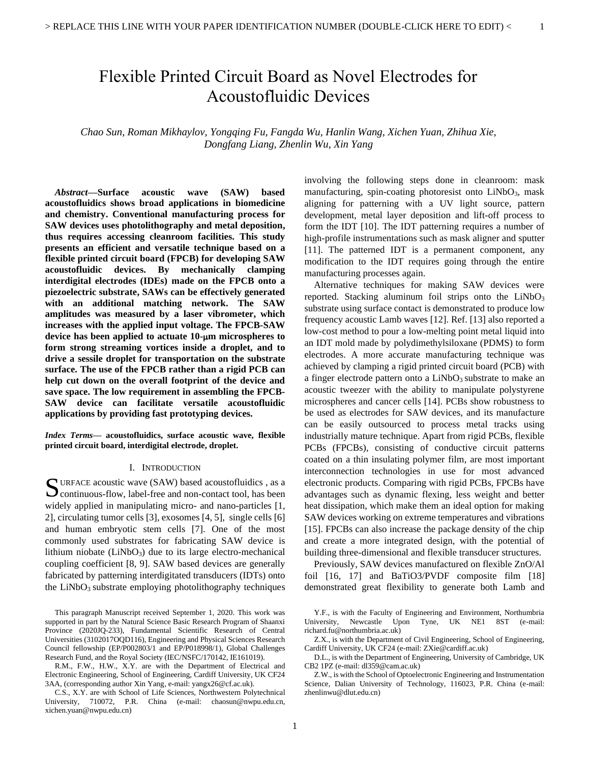# Flexible Printed Circuit Board as Novel Electrodes for Acoustofluidic Devices

*Chao Sun, Roman Mikhaylov, Yongqing Fu, Fangda Wu, Hanlin Wang, Xichen Yuan, Zhihua Xie, Dongfang Liang, Zhenlin Wu, Xin Yang*

***Abstract*—Surface acoustic wave (SAW) based acoustofluidics shows broad applications in biomedicine and chemistry. Conventional manufacturing process for SAW devices uses photolithography and metal deposition, thus requires accessing cleanroom facilities. This study presents an efficient and versatile technique based on a flexible printed circuit board (FPCB) for developing SAW acoustofluidic devices. By mechanically clamping interdigital electrodes (IDEs) made on the FPCB onto a piezoelectric substrate, SAWs can be effectively generated with an additional matching network. The SAW amplitudes was measured by a laser vibrometer, which increases with the applied input voltage. The FPCB-SAW device has been applied to actuate 10-μm microspheres to form strong streaming vortices inside a droplet, and to drive a sessile droplet for transportation on the substrate surface. The use of the FPCB rather than a rigid PCB can help cut down on the overall footprint of the device and save space. The low requirement in assembling the FPCB-SAW device can facilitate versatile acoustofluidic applications by providing fast prototyping devices.**

***Index Terms*— acoustofluidics, surface acoustic wave, flexible printed circuit board, interdigital electrode, droplet.**

## I. Introduction

Surface acoustic wave (SAW) based acoustofluidics , as a continuous-flow, label-free and non-contact tool, has been widely applied in manipulating micro- and nano-particles [1, 2], circulating tumor cells [3], exosomes [4, 5], single cells [6] and human embryotic stem cells [7]. One of the most commonly used substrates for fabricating SAW device is lithium niobate ($LiNbO_3$) due to its large electro-mechanical coupling coefficient [8, 9]. SAW based devices are generally fabricated by patterning interdigitated transducers (IDTs) onto the $LiNbO_3$ substrate employing photolithography techniques involving the following steps done in cleanroom: mask manufacturing, spin-coating photoresist onto $LiNbO_3$, mask aligning for patterning with a UV light source, pattern development, metal layer deposition and lift-off process to form the IDT [10]. The IDT patterning requires a number of high-profile instrumentations such as mask aligner and sputter [11]. The patterned IDT is a permanent component, any modification to the IDT requires going through the entire manufacturing processes again.

Alternative techniques for making SAW devices were reported. Stacking aluminum foil strips onto the $LiNbO_3$ substrate using surface contact is demonstrated to produce low frequency acoustic Lamb waves [12]. Ref. [13] also reported a low-cost method to pour a low-melting point metal liquid into an IDT mold made by polydimethylsiloxane (PDMS) to form electrodes. A more accurate manufacturing technique was achieved by clamping a rigid printed circuit board (PCB) with a finger electrode pattern onto a $LiNbO_3$ substrate to make an acoustic tweezer with the ability to manipulate polystyrene microspheres and cancer cells [14]. PCBs show robustness to be used as electrodes for SAW devices, and its manufacture can be easily outsourced to process metal tracks using industrially mature technique. Apart from rigid PCBs, flexible PCBs (FPCBs), consisting of conductive circuit patterns coated on a thin insulating polymer film, are most important interconnection technologies in use for most advanced electronic products. Comparing with rigid PCBs, FPCBs have advantages such as dynamic flexing, less weight and better heat dissipation, which make them an ideal option for making SAW devices working on extreme temperatures and vibrations [15]. FPCBs can also increase the package density of the chip and create a more integrated design, with the potential of building three-dimensional and flexible transducer structures.

Previously, SAW devices manufactured on flexible ZnO/Al foil [16, 17] and $BaTiO_3$/PVDF composite film [18] demonstrated great flexibility to generate both Lamb and

This paragraph Manuscript received September 1, 2020. This work was supported in part by the Natural Science Basic Research Program of Shaanxi Province (2020JQ-233), Fundamental Scientific Research of Central Universities (3102017OQD116), Engineering and Physical Sciences Research Council fellowship (EP/P002803/1 and EP/P018998/1), Global Challenges Research Fund, and the Royal Society (IEC/NSFC/170142, IE161019).

R.M., F.W., H.W., X.Y. are with the Department of Electrical and Electronic Engineering, School of Engineering, Cardiff University, UK CF24 3AA, (corresponding author Xin Yang, e-mail: yangx26@cf.ac.uk).

C.S., X.Y. are with School of Life Sciences, Northwestern Polytechnical University, 710072, P.R. China (e-mail: chaosun@nwpu.edu.cn, xichen.yuan@nwpu.edu.cn)

Y.F., is with the Faculty of Engineering and Environment, Northumbria University, Newcastle Upon Tyne, UK NE1 8ST (e-mail: richard.fu@northumbria.ac.uk)

Z.X., is with the Department of Civil Engineering, School of Engineering, Cardiff University, UK CF24 (e-mail: ZXie@cardiff.ac.uk)

D.L., is with the Department of Engineering, University of Cambridge, UK CB2 1PZ (e-mail: dl359@cam.ac.uk)

Z.W., is with the School of Optoelectronic Engineering and Instrumentation Science, Dalian University of Technology, 116023, P.R. China (e-mail: zhenlinwu@dlut.edu.cn)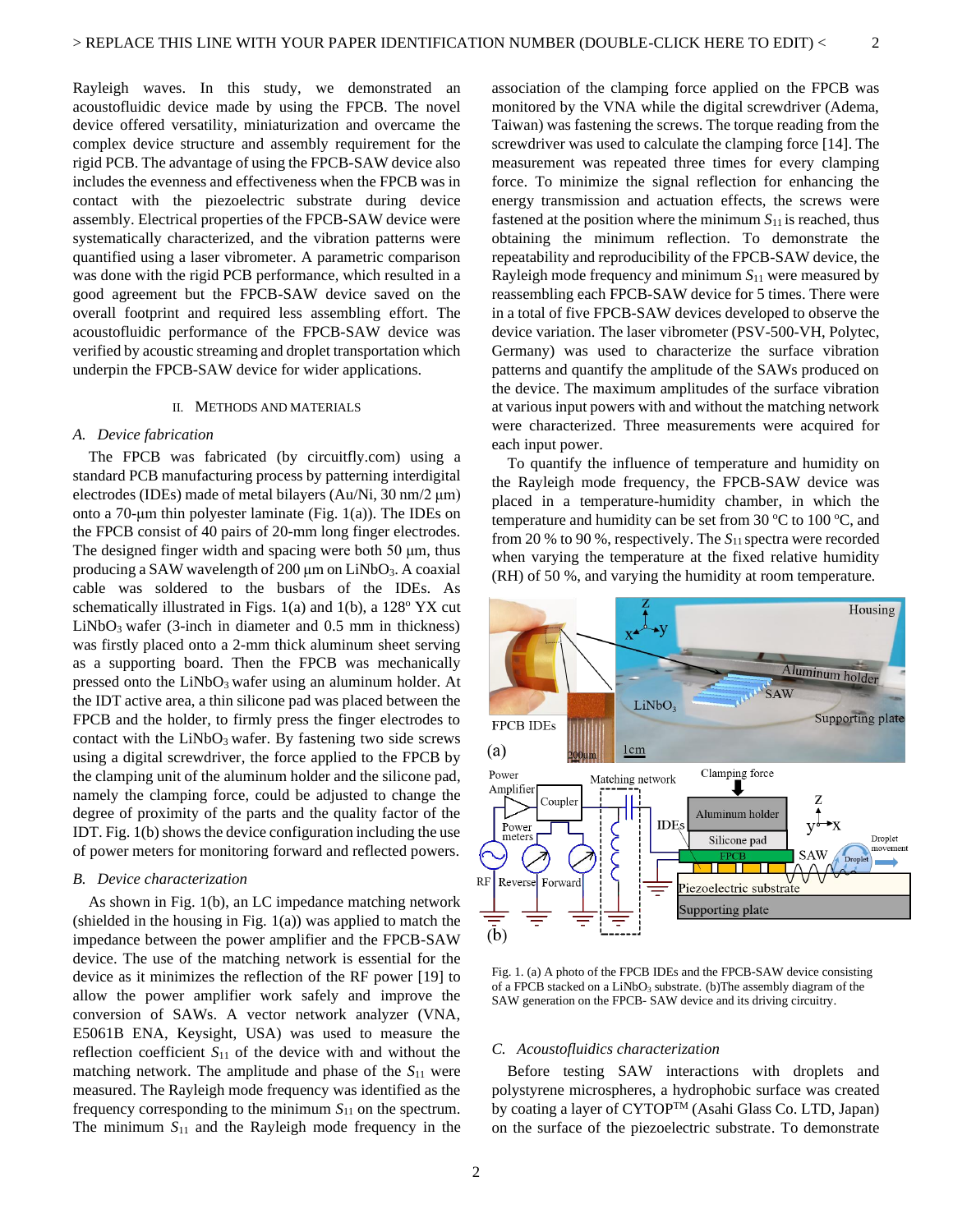Rayleigh waves. In this study, we demonstrated an acoustofluidic device made by using the FPCB. The novel device offered versatility, miniaturization and overcame the complex device structure and assembly requirement for the rigid PCB. The advantage of using the FPCB-SAW device also includes the evenness and effectiveness when the FPCB was in contact with the piezoelectric substrate during device assembly. Electrical properties of the FPCB-SAW device were systematically characterized, and the vibration patterns were quantified using a laser vibrometer. A parametric comparison was done with the rigid PCB performance, which resulted in a good agreement but the FPCB-SAW device saved on the overall footprint and required less assembling effort. The acoustofluidic performance of the FPCB-SAW device was verified by acoustic streaming and droplet transportation which underpin the FPCB-SAW device for wider applications.

## II. Methods and Materials

### A. Device fabrication

The FPCB was fabricated (by circuitfly.com) using a standard PCB manufacturing process by patterning interdigital electrodes (IDEs) made of metal bilayers (Au/Ni, 30 nm/2 µm) onto a 70-µm thin polyester laminate (Fig. 1(a)). The IDEs on the FPCB consist of 40 pairs of 20-mm long finger electrodes. The designed finger width and spacing were both 50 µm, thus producing a SAW wavelength of 200 µm on $LiNbO_3$. A coaxial cable was soldered to the busbars of the IDEs. As schematically illustrated in Figs. 1(a) and 1(b), a 128° YX cut $LiNbO_3$ wafer (3-inch in diameter and 0.5 mm in thickness) was firstly placed onto a 2-mm thick aluminum sheet serving as a supporting board. Then the FPCB was mechanically pressed onto the $LiNbO_3$ wafer using an aluminum holder. At the IDT active area, a thin silicone pad was placed between the FPCB and the holder, to firmly press the finger electrodes to contact with the $LiNbO_3$ wafer. By fastening two side screws using a digital screwdriver, the force applied to the FPCB by the clamping unit of the aluminum holder and the silicone pad, namely the clamping force, could be adjusted to change the degree of proximity of the parts and the quality factor of the IDT. Fig. 1(b) shows the device configuration including the use of power meters for monitoring forward and reflected powers.

### B. Device characterization

As shown in Fig. 1(b), an LC impedance matching network (shielded in the housing in Fig. 1(a)) was applied to match the impedance between the power amplifier and the FPCB-SAW device. The use of the matching network is essential for the device as it minimizes the reflection of the RF power [19] to allow the power amplifier work safely and improve the conversion of SAWs. A vector network analyzer (VNA, E5061B ENA, Keysight, USA) was used to measure the reflection coefficient $S_{11}$ of the device with and without the matching network. The amplitude and phase of the $S_{11}$ were measured. The Rayleigh mode frequency was identified as the frequency corresponding to the minimum $S_{11}$ on the spectrum. The minimum $S_{11}$ and the Rayleigh mode frequency in the association of the clamping force applied on the FPCB was monitored by the VNA while the digital screwdriver (Adema, Taiwan) was fastening the screws. The torque reading from the screwdriver was used to calculate the clamping force [14]. The measurement was repeated three times for every clamping force. To minimize the signal reflection for enhancing the energy transmission and actuation effects, the screws were fastened at the position where the minimum $S_{11}$ is reached, thus obtaining the minimum reflection. To demonstrate the repeatability and reproducibility of the FPCB-SAW device, the Rayleigh mode frequency and minimum $S_{11}$ were measured by reassembling each FPCB-SAW device for 5 times. There were in a total of five FPCB-SAW devices developed to observe the device variation. The laser vibrometer (PSV-500-VH, Polytec, Germany) was used to characterize the surface vibration patterns and quantify the amplitude of the SAWs produced on the device. The maximum amplitudes of the surface vibration at various input powers with and without the matching network were characterized. Three measurements were acquired for each input power.

To quantify the influence of temperature and humidity on the Rayleigh mode frequency, the FPCB-SAW device was placed in a temperature-humidity chamber, in which the temperature and humidity can be set from 30 °C to 100 °C, and from 20 % to 90 %, respectively. The $S_{11}$ spectra were recorded when varying the temperature at the fixed relative humidity (RH) of 50 %, and varying the humidity at room temperature.

Fig. 1. (a) A photo of the FPCB IDEs and the FPCB-SAW device consisting of a FPCB stacked on a $LiNbO_3$ substrate. (b)The assembly diagram of the SAW generation on the FPCB- SAW device and its driving circuitry.

### C. Acoustofluidics characterization

Before testing SAW interactions with droplets and polystyrene microspheres, a hydrophobic surface was created by coating a layer of CYTOP™ (Asahi Glass Co. LTD, Japan) on the surface of the piezoelectric substrate. To demonstrate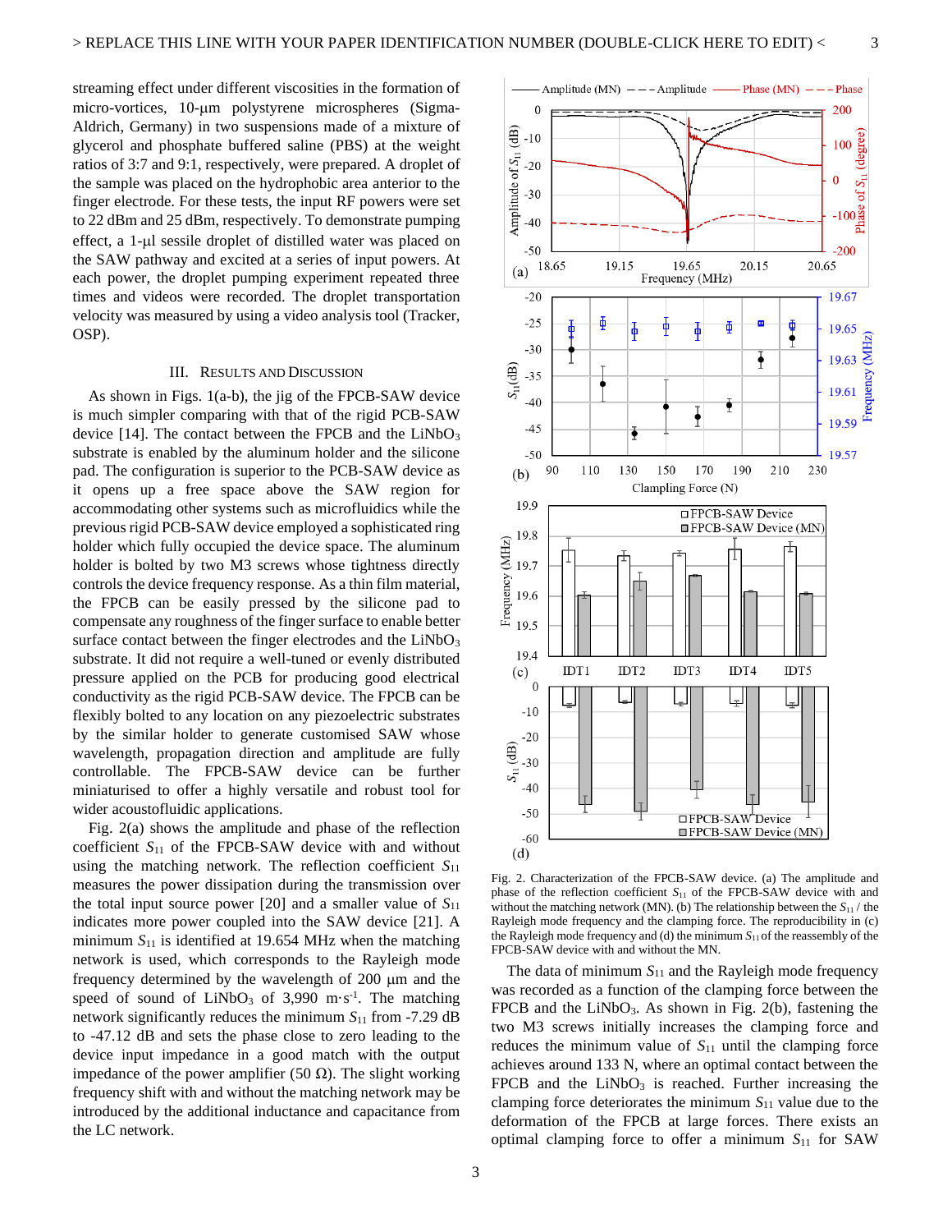streaming effect under different viscosities in the formation of micro-vortices, 10-μm polystyrene microspheres (Sigma-Aldrich, Germany) in two suspensions made of a mixture of glycerol and phosphate buffered saline (PBS) at the weight ratios of 3:7 and 9:1, respectively, were prepared. A droplet of the sample was placed on the hydrophobic area anterior to the finger electrode. For these tests, the input RF powers were set to 22 dBm and 25 dBm, respectively. To demonstrate pumping effect, a 1-μl sessile droplet of distilled water was placed on the SAW pathway and excited at a series of input powers. At each power, the droplet pumping experiment repeated three times and videos were recorded. The droplet transportation velocity was measured by using a video analysis tool (Tracker, OSP).

## III. Results and Discussion

As shown in Figs. 1(a-b), the jig of the FPCB-SAW device is much simpler comparing with that of the rigid PCB-SAW device [14]. The contact between the FPCB and the $LiNbO_3$ substrate is enabled by the aluminum holder and the silicone pad. The configuration is superior to the PCB-SAW device as it opens up a free space above the SAW region for accommodating other systems such as microfluidics while the previous rigid PCB-SAW device employed a sophisticated ring holder which fully occupied the device space. The aluminum holder is bolted by two M3 screws whose tightness directly controls the device frequency response. As a thin film material, the FPCB can be easily pressed by the silicone pad to compensate any roughness of the finger surface to enable better surface contact between the finger electrodes and the $LiNbO_3$ substrate. It did not require a well-tuned or evenly distributed pressure applied on the PCB for producing good electrical conductivity as the rigid PCB-SAW device. The FPCB can be flexibly bolted to any location on any piezoelectric substrates by the similar holder to generate customised SAW whose wavelength, propagation direction and amplitude are fully controllable. The FPCB-SAW device can be further miniaturised to offer a highly versatile and robust tool for wider acoustofluidic applications.

Fig. 2(a) shows the amplitude and phase of the reflection coefficient $S_{11}$ of the FPCB-SAW device with and without using the matching network. The reflection coefficient $S_{11}$ measures the power dissipation during the transmission over the total input source power [20] and a smaller value of $S_{11}$ indicates more power coupled into the SAW device [21]. A minimum $S_{11}$ is identified at 19.654 MHz when the matching network is used, which corresponds to the Rayleigh mode frequency determined by the wavelength of 200 μm and the speed of sound of $LiNbO_3$ of 3,990 $m{\cdot}s^{-1}$. The matching network significantly reduces the minimum $S_{11}$ from -7.29 dB to -47.12 dB and sets the phase close to zero leading to the device input impedance in a good match with the output impedance of the power amplifier (50 Ω). The slight working frequency shift with and without the matching network may be introduced by the additional inductance and capacitance from the LC network.

Fig. 2. Characterization of the FPCB-SAW device. (a) The amplitude and phase of the reflection coefficient $S_{11}$ of the FPCB-SAW device with and without the matching network (MN). (b) The relationship between the $S_{11}$ / the Rayleigh mode frequency and the clamping force. The reproducibility in (c) the Rayleigh mode frequency and (d) the minimum $S_{11}$ of the reassembly of the FPCB-SAW device with and without the MN.

The data of minimum $S_{11}$ and the Rayleigh mode frequency was recorded as a function of the clamping force between the FPCB and the $LiNbO_3$. As shown in Fig. 2(b), fastening the two M3 screws initially increases the clamping force and reduces the minimum value of $S_{11}$ until the clamping force achieves around 133 N, where an optimal contact between the FPCB and the $LiNbO_3$ is reached. Further increasing the clamping force deteriorates the minimum $S_{11}$ value due to the deformation of the FPCB at large forces. There exists an optimal clamping force to offer a minimum $S_{11}$ for SAW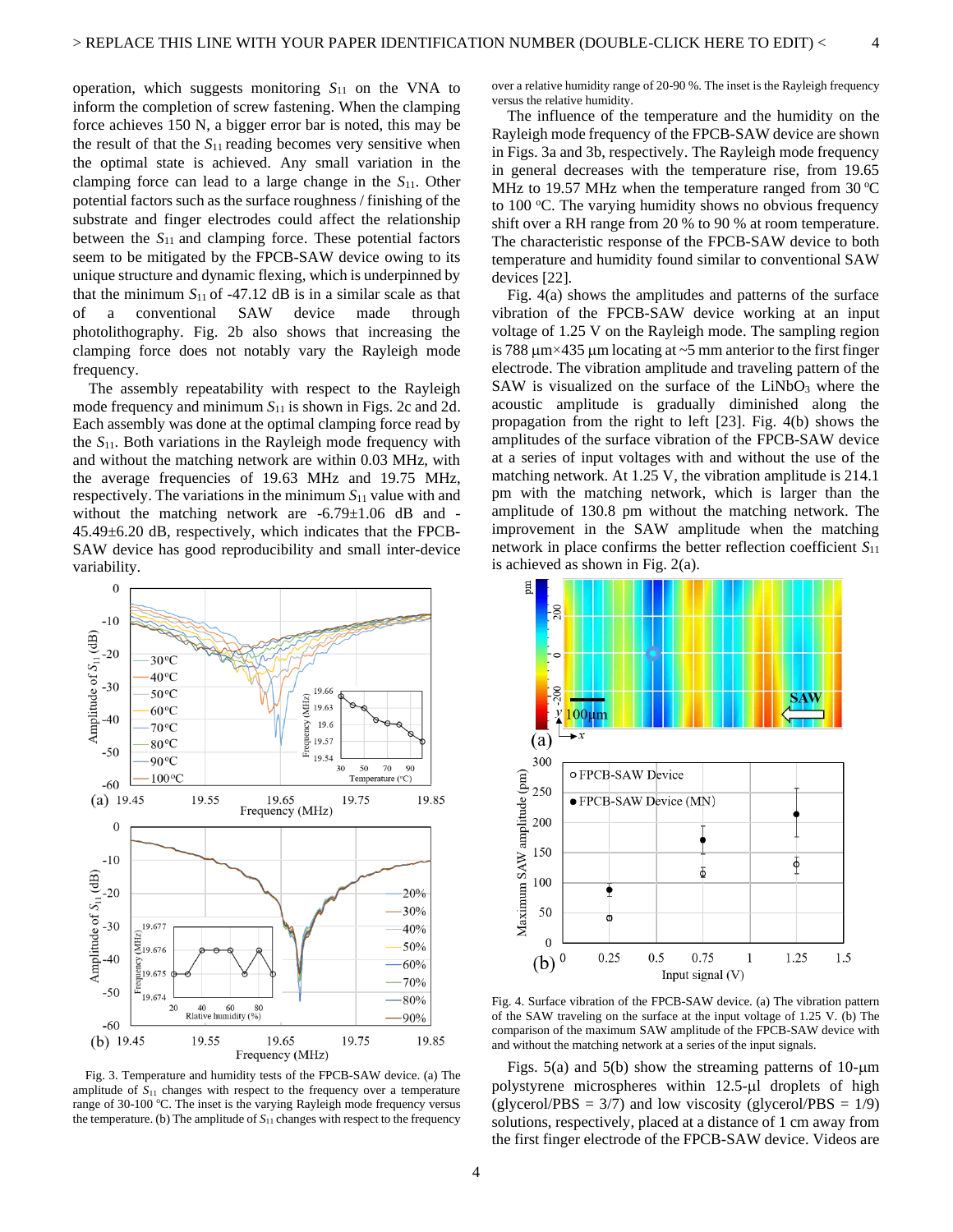operation, which suggests monitoring $S_{11}$ on the VNA to inform the completion of screw fastening. When the clamping force achieves 150 N, a bigger error bar is noted, this may be the result of that the $S_{11}$ reading becomes very sensitive when the optimal state is achieved. Any small variation in the clamping force can lead to a large change in the $S_{11}$. Other potential factors such as the surface roughness / finishing of the substrate and finger electrodes could affect the relationship between the $S_{11}$ and clamping force. These potential factors seem to be mitigated by the FPCB-SAW device owing to its unique structure and dynamic flexing, which is underpinned by that the minimum $S_{11}$ of -47.12 dB is in a similar scale as that of a conventional SAW device made through photolithography. Fig. 2b also shows that increasing the clamping force does not notably vary the Rayleigh mode frequency.

The assembly repeatability with respect to the Rayleigh mode frequency and minimum $S_{11}$ is shown in Figs. 2c and 2d. Each assembly was done at the optimal clamping force read by the $S_{11}$. Both variations in the Rayleigh mode frequency with and without the matching network are within 0.03 MHz, with the average frequencies of 19.63 MHz and 19.75 MHz, respectively. The variations in the minimum $S_{11}$ value with and without the matching network are -6.79±1.06 dB and -45.49±6.20 dB, respectively, which indicates that the FPCB-SAW device has good reproducibility and small inter-device variability.

Fig. 3. Temperature and humidity tests of the FPCB-SAW device. (a) The amplitude of $S_{11}$ changes with respect to the frequency over a temperature range of 30-100 °C. The inset is the varying Rayleigh mode frequency versus the temperature. (b) The amplitude of $S_{11}$ changes with respect to the frequency over a relative humidity range of 20-90 %. The inset is the Rayleigh frequency versus the relative humidity.

The influence of the temperature and the humidity on the Rayleigh mode frequency of the FPCB-SAW device are shown in Figs. 3a and 3b, respectively. The Rayleigh mode frequency in general decreases with the temperature rise, from 19.65 MHz to 19.57 MHz when the temperature ranged from 30 °C to 100 °C. The varying humidity shows no obvious frequency shift over a RH range from 20 % to 90 % at room temperature. The characteristic response of the FPCB-SAW device to both temperature and humidity found similar to conventional SAW devices [22].

Fig. 4(a) shows the amplitudes and patterns of the surface vibration of the FPCB-SAW device working at an input voltage of 1.25 V on the Rayleigh mode. The sampling region is 788 µm×435 µm locating at ~5 mm anterior to the first finger electrode. The vibration amplitude and traveling pattern of the SAW is visualized on the surface of the $LiNbO_3$ where the acoustic amplitude is gradually diminished along the propagation from the right to left [23]. Fig. 4(b) shows the amplitudes of the surface vibration of the FPCB-SAW device at a series of input voltages with and without the use of the matching network. At 1.25 V, the vibration amplitude is 214.1 pm with the matching network, which is larger than the amplitude of 130.8 pm without the matching network. The improvement in the SAW amplitude when the matching network in place confirms the better reflection coefficient $S_{11}$ is achieved as shown in Fig. 2(a).

Fig. 4. Surface vibration of the FPCB-SAW device. (a) The vibration pattern of the SAW traveling on the surface at the input voltage of 1.25 V. (b) The comparison of the maximum SAW amplitude of the FPCB-SAW device with and without the matching network at a series of the input signals.

Figs. 5(a) and 5(b) show the streaming patterns of 10-µm polystyrene microspheres within 12.5-µl droplets of high (glycerol/PBS = 3/7) and low viscosity (glycerol/PBS = 1/9) solutions, respectively, placed at a distance of 1 cm away from the first finger electrode of the FPCB-SAW device. Videos are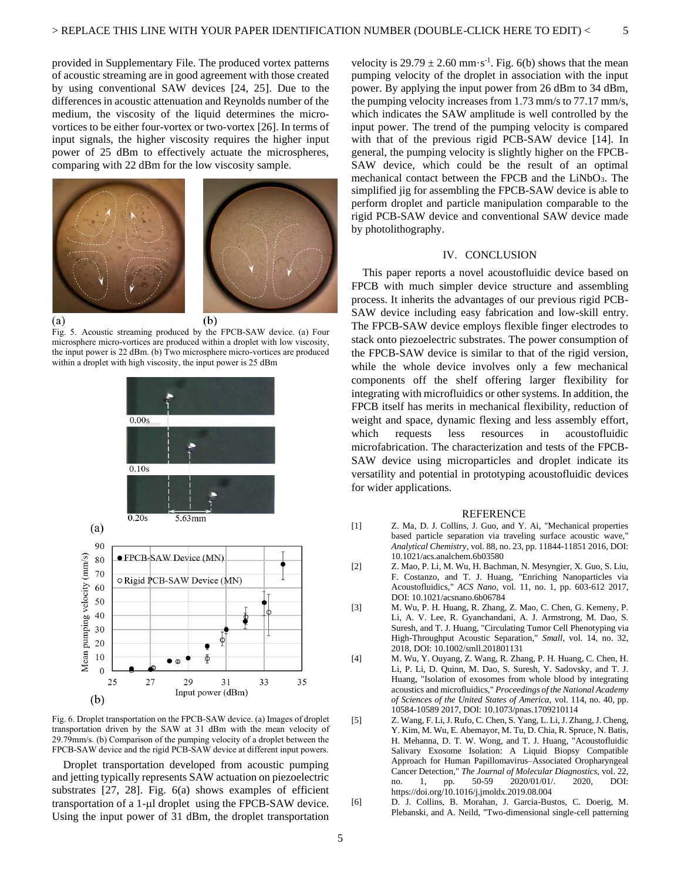provided in Supplementary File. The produced vortex patterns of acoustic streaming are in good agreement with those created by using conventional SAW devices [24, 25]. Due to the differences in acoustic attenuation and Reynolds number of the medium, the viscosity of the liquid determines the micro-vortices to be either four-vortex or two-vortex [26]. In terms of input signals, the higher viscosity requires the higher input power of 25 dBm to effectively actuate the microspheres, comparing with 22 dBm for the low viscosity sample.

Fig. 5. Acoustic streaming produced by the FPCB-SAW device. (a) Four microsphere micro-vortices are produced within a droplet with low viscosity, the input power is 22 dBm. (b) Two microsphere micro-vortices are produced within a droplet with high viscosity, the input power is 25 dBm

Fig. 6. Droplet transportation on the FPCB-SAW device. (a) Images of droplet transportation driven by the SAW at 31 dBm with the mean velocity of 29.79mm/s. (b) Comparison of the pumping velocity of a droplet between the FPCB-SAW device and the rigid PCB-SAW device at different input powers.

Droplet transportation developed from acoustic pumping and jetting typically represents SAW actuation on piezoelectric substrates [27, 28]. Fig. 6(a) shows examples of efficient transportation of a 1-μl droplet using the FPCB-SAW device. Using the input power of 31 dBm, the droplet transportation velocity is $29.79 \pm 2.60$ mm·s$^{-1}$. Fig. 6(b) shows that the mean pumping velocity of the droplet in association with the input power. By applying the input power from 26 dBm to 34 dBm, the pumping velocity increases from 1.73 mm/s to 77.17 mm/s, which indicates the SAW amplitude is well controlled by the input power. The trend of the pumping velocity is compared with that of the previous rigid PCB-SAW device [14]. In general, the pumping velocity is slightly higher on the FPCB-SAW device, which could be the result of an optimal mechanical contact between the FPCB and the $LiNbO_3$. The simplified jig for assembling the FPCB-SAW device is able to perform droplet and particle manipulation comparable to the rigid PCB-SAW device and conventional SAW device made by photolithography.

## IV. CONCLUSION

This paper reports a novel acoustofluidic device based on FPCB with much simpler device structure and assembling process. It inherits the advantages of our previous rigid PCB-SAW device including easy fabrication and low-skill entry. The FPCB-SAW device employs flexible finger electrodes to stack onto piezoelectric substrates. The power consumption of the FPCB-SAW device is similar to that of the rigid version, while the whole device involves only a few mechanical components off the shelf offering larger flexibility for integrating with microfluidics or other systems. In addition, the FPCB itself has merits in mechanical flexibility, reduction of weight and space, dynamic flexing and less assembly effort, which requests less resources in acoustofluidic microfabrication. The characterization and tests of the FPCB-SAW device using microparticles and droplet indicate its versatility and potential in prototyping acoustofluidic devices for wider applications.

## REFERENCE

[1] Z. Ma, D. J. Collins, J. Guo, and Y. Ai, "Mechanical properties based particle separation via traveling surface acoustic wave," *Analytical Chemistry*, vol. 88, no. 23, pp. 11844-11851 2016, DOI: 10.1021/acs.analchem.6b03580

[2] Z. Mao, P. Li, M. Wu, H. Bachman, N. Mesyngier, X. Guo, S. Liu, F. Costanzo, and T. J. Huang, "Enriching Nanoparticles via Acoustofluidics," *ACS Nano*, vol. 11, no. 1, pp. 603-612 2017, DOI: 10.1021/acsnano.6b06784

[3] M. Wu, P. H. Huang, R. Zhang, Z. Mao, C. Chen, G. Kemeny, P. Li, A. V. Lee, R. Gyanchandani, A. J. Armstrong, M. Dao, S. Suresh, and T. J. Huang, "Circulating Tumor Cell Phenotyping via High-Throughput Acoustic Separation," *Small*, vol. 14, no. 32, 2018, DOI: 10.1002/smll.201801131

[4] M. Wu, Y. Ouyang, Z. Wang, R. Zhang, P. H. Huang, C. Chen, H. Li, P. Li, D. Quinn, M. Dao, S. Suresh, Y. Sadovsky, and T. J. Huang, "Isolation of exosomes from whole blood by integrating acoustics and microfluidics," *Proceedings of the National Academy of Sciences of the United States of America*, vol. 114, no. 40, pp. 10584-10589 2017, DOI: 10.1073/pnas.1709210114

[5] Z. Wang, F. Li, J. Rufo, C. Chen, S. Yang, L. Li, J. Zhang, J. Cheng, Y. Kim, M. Wu, E. Abemayor, M. Tu, D. Chia, R. Spruce, N. Batis, H. Mehanna, D. T. W. Wong, and T. J. Huang, "Acoustofluidic Salivary Exosome Isolation: A Liquid Biopsy Compatible Approach for Human Papillomavirus–Associated Oropharyngeal Cancer Detection," *The Journal of Molecular Diagnostics*, vol. 22, no. 1, pp. 50-59 2020/01/01/. 2020, DOI: https://doi.org/10.1016/j.jmoldx.2019.08.004

[6] D. J. Collins, B. Morahan, J. Garcia-Bustos, C. Doerig, M. Plebanski, and A. Neild, "Two-dimensional single-cell patterning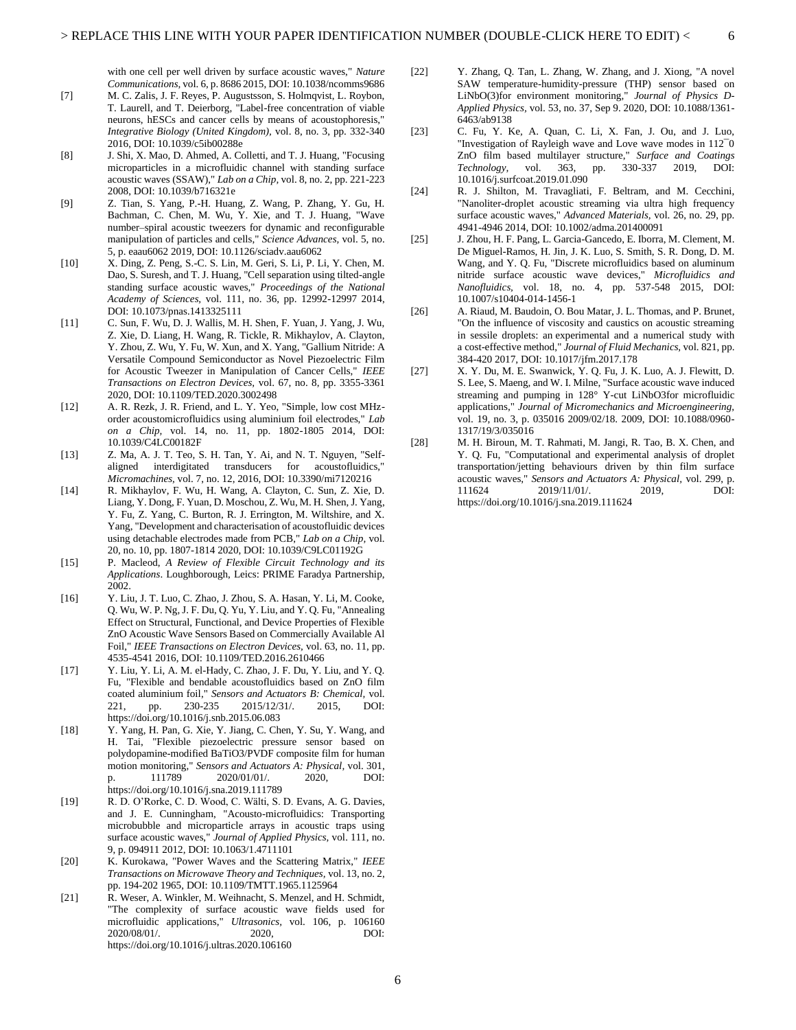with one cell per well driven by surface acoustic waves," *Nature Communications,* vol. 6, p. 8686 2015, DOI: 10.1038/ncomms9686

[7] M. C. Zalis, J. F. Reyes, P. Augustsson, S. Holmqvist, L. Roybon, T. Laurell, and T. Deierborg, "Label-free concentration of viable neurons, hESCs and cancer cells by means of acoustophoresis," *Integrative Biology (United Kingdom),* vol. 8, no. 3, pp. 332-340 2016, DOI: 10.1039/c5ib00288e

[8] J. Shi, X. Mao, D. Ahmed, A. Colletti, and T. J. Huang, "Focusing microparticles in a microfluidic channel with standing surface acoustic waves (SSAW)," *Lab on a Chip,* vol. 8, no. 2, pp. 221-223 2008, DOI: 10.1039/b716321e

[9] Z. Tian, S. Yang, P.-H. Huang, Z. Wang, P. Zhang, Y. Gu, H. Bachman, C. Chen, M. Wu, Y. Xie, and T. J. Huang, "Wave number–spiral acoustic tweezers for dynamic and reconfigurable manipulation of particles and cells," *Science Advances,* vol. 5, no. 5, p. eaau6062 2019, DOI: 10.1126/sciadv.aau6062

[10] X. Ding, Z. Peng, S.-C. S. Lin, M. Geri, S. Li, P. Li, Y. Chen, M. Dao, S. Suresh, and T. J. Huang, "Cell separation using tilted-angle standing surface acoustic waves," *Proceedings of the National Academy of Sciences,* vol. 111, no. 36, pp. 12992-12997 2014, DOI: 10.1073/pnas.1413325111

[11] C. Sun, F. Wu, D. J. Wallis, M. H. Shen, F. Yuan, J. Yang, J. Wu, Z. Xie, D. Liang, H. Wang, R. Tickle, R. Mikhaylov, A. Clayton, Y. Zhou, Z. Wu, Y. Fu, W. Xun, and X. Yang, "Gallium Nitride: A Versatile Compound Semiconductor as Novel Piezoelectric Film for Acoustic Tweezer in Manipulation of Cancer Cells," *IEEE Transactions on Electron Devices,* vol. 67, no. 8, pp. 3355-3361 2020, DOI: 10.1109/TED.2020.3002498

[12] A. R. Rezk, J. R. Friend, and L. Y. Yeo, "Simple, low cost MHz-order acoustomicrofluidics using aluminium foil electrodes," *Lab on a Chip,* vol. 14, no. 11, pp. 1802-1805 2014, DOI: 10.1039/C4LC00182F

[13] Z. Ma, A. J. T. Teo, S. H. Tan, Y. Ai, and N. T. Nguyen, "Self-aligned interdigitated transducers for acoustofluidics," *Micromachines,* vol. 7, no. 12, 2016, DOI: 10.3390/mi7120216

[14] R. Mikhaylov, F. Wu, H. Wang, A. Clayton, C. Sun, Z. Xie, D. Liang, Y. Dong, F. Yuan, D. Moschou, Z. Wu, M. H. Shen, J. Yang, Y. Fu, Z. Yang, C. Burton, R. J. Errington, M. Wiltshire, and X. Yang, "Development and characterisation of acoustofluidic devices using detachable electrodes made from PCB," *Lab on a Chip,* vol. 20, no. 10, pp. 1807-1814 2020, DOI: 10.1039/C9LC01192G

[15] P. Macleod, *A Review of Flexible Circuit Technology and its Applications*. Loughborough, Leics: PRIME Faradya Partnership, 2002.

[16] Y. Liu, J. T. Luo, C. Zhao, J. Zhou, S. A. Hasan, Y. Li, M. Cooke, Q. Wu, W. P. Ng, J. F. Du, Q. Yu, Y. Liu, and Y. Q. Fu, "Annealing Effect on Structural, Functional, and Device Properties of Flexible ZnO Acoustic Wave Sensors Based on Commercially Available Al Foil," *IEEE Transactions on Electron Devices,* vol. 63, no. 11, pp. 4535-4541 2016, DOI: 10.1109/TED.2016.2610466

[17] Y. Liu, Y. Li, A. M. el-Hady, C. Zhao, J. F. Du, Y. Liu, and Y. Q. Fu, "Flexible and bendable acoustofluidics based on ZnO film coated aluminium foil," *Sensors and Actuators B: Chemical,* vol. 221, pp. 230-235 2015/12/31/. 2015, DOI: https://doi.org/10.1016/j.snb.2015.06.083

[18] Y. Yang, H. Pan, G. Xie, Y. Jiang, C. Chen, Y. Su, Y. Wang, and H. Tai, "Flexible piezoelectric pressure sensor based on polydopamine-modified BaTiO3/PVDF composite film for human motion monitoring," *Sensors and Actuators A: Physical,* vol. 301, p. 111789 2020/01/01/. 2020, DOI: https://doi.org/10.1016/j.sna.2019.111789

[19] R. D. O'Rorke, C. D. Wood, C. Wälti, S. D. Evans, A. G. Davies, and J. E. Cunningham, "Acousto-microfluidics: Transporting microbubble and microparticle arrays in acoustic traps using surface acoustic waves," *Journal of Applied Physics,* vol. 111, no. 9, p. 094911 2012, DOI: 10.1063/1.4711101

[20] K. Kurokawa, "Power Waves and the Scattering Matrix," *IEEE Transactions on Microwave Theory and Techniques,* vol. 13, no. 2, pp. 194-202 1965, DOI: 10.1109/TMTT.1965.1125964

[21] R. Weser, A. Winkler, M. Weihnacht, S. Menzel, and H. Schmidt, "The complexity of surface acoustic wave fields used for microfluidic applications," *Ultrasonics,* vol. 106, p. 106160 2020/08/01/. 2020, DOI: https://doi.org/10.1016/j.ultras.2020.106160

[22] Y. Zhang, Q. Tan, L. Zhang, W. Zhang, and J. Xiong, "A novel SAW temperature-humidity-pressure (THP) sensor based on LiNbO(3)for environment monitoring," *Journal of Physics D-Applied Physics,* vol. 53, no. 37, Sep 9. 2020, DOI: 10.1088/1361-6463/ab9138

[23] C. Fu, Y. Ke, A. Quan, C. Li, X. Fan, J. Ou, and J. Luo, "Investigation of Rayleigh wave and Love wave modes in 112¯0 ZnO film based multilayer structure," *Surface and Coatings Technology,* vol. 363, pp. 330-337 2019, DOI: 10.1016/j.surfcoat.2019.01.090

[24] R. J. Shilton, M. Travagliati, F. Beltram, and M. Cecchini, "Nanoliter-droplet acoustic streaming via ultra high frequency surface acoustic waves," *Advanced Materials,* vol. 26, no. 29, pp. 4941-4946 2014, DOI: 10.1002/adma.201400091

[25] J. Zhou, H. F. Pang, L. Garcia-Gancedo, E. Iborra, M. Clement, M. De Miguel-Ramos, H. Jin, J. K. Luo, S. Smith, S. R. Dong, D. M. Wang, and Y. Q. Fu, "Discrete microfluidics based on aluminum nitride surface acoustic wave devices," *Microfluidics and Nanofluidics,* vol. 18, no. 4, pp. 537-548 2015, DOI: 10.1007/s10404-014-1456-1

[26] A. Riaud, M. Baudoin, O. Bou Matar, J. L. Thomas, and P. Brunet, "On the influence of viscosity and caustics on acoustic streaming in sessile droplets: an experimental and a numerical study with a cost-effective method," *Journal of Fluid Mechanics,* vol. 821, pp. 384-420 2017, DOI: 10.1017/jfm.2017.178

[27] X. Y. Du, M. E. Swanwick, Y. Q. Fu, J. K. Luo, A. J. Flewitt, D. S. Lee, S. Maeng, and W. I. Milne, "Surface acoustic wave induced streaming and pumping in 128° Y-cut LiNbO3for microfluidic applications," *Journal of Micromechanics and Microengineering,* vol. 19, no. 3, p. 035016 2009/02/18. 2009, DOI: 10.1088/0960-1317/19/3/035016

[28] M. H. Biroun, M. T. Rahmati, M. Jangi, R. Tao, B. X. Chen, and Y. Q. Fu, "Computational and experimental analysis of droplet transportation/jetting behaviours driven by thin film surface acoustic waves," *Sensors and Actuators A: Physical,* vol. 299, p. 111624 2019/11/01/. 2019, DOI: https://doi.org/10.1016/j.sna.2019.111624